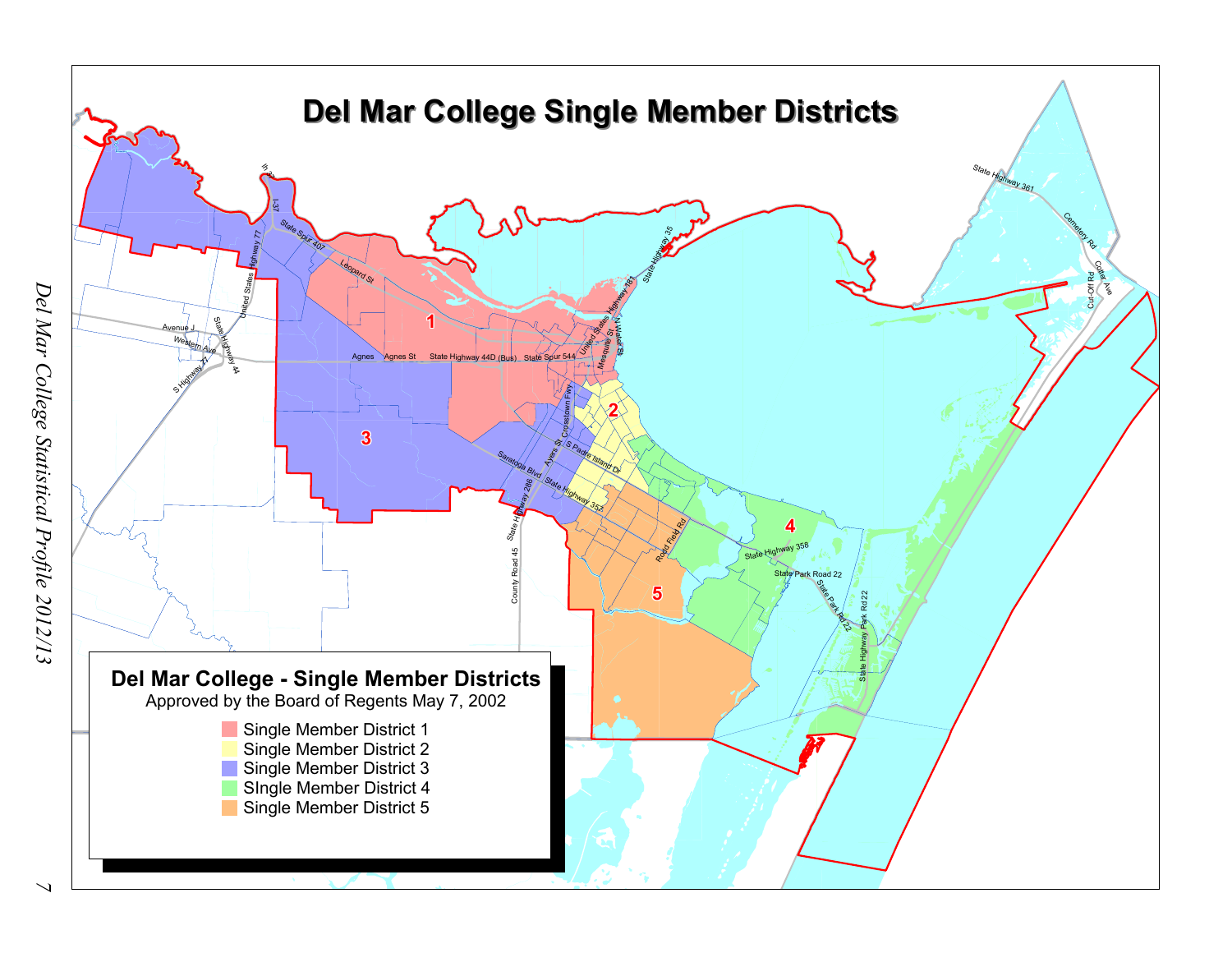# Del Mar College Single Member Districts

## Del Mar College - Single Member Districts

Approved by the Board of Regents May 7, 2002

- Single Member District 1
- Single Member District 2
- Single Member District 3
- SIngle Member District 4
- Single Member District 5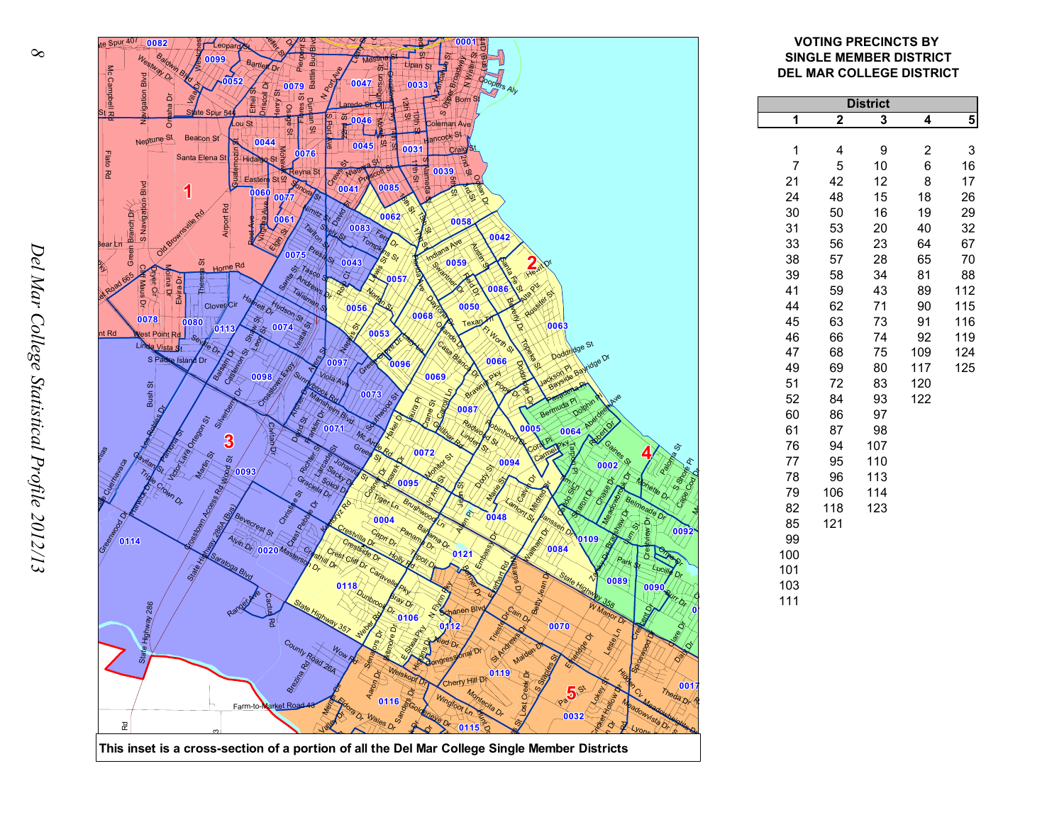## VOTING PRECINCTS BY SINGLE MEMBER DISTRICT DEL MAR COLLEGE DISTRICT

| District | | | | |
|---|---|---|---|---|
| 1 | 2 | 3 | 4 | 5 |
| 1 | 4 | 9 | 2 | 3 |
| 7 | 5 | 10 | 6 | 16 |
| 21 | 42 | 12 | 8 | 17 |
| 24 | 48 | 15 | 18 | 26 |
| 30 | 50 | 16 | 19 | 29 |
| 31 | 53 | 20 | 40 | 32 |
| 33 | 56 | 23 | 64 | 67 |
| 38 | 57 | 28 | 65 | 70 |
| 39 | 58 | 34 | 81 | 88 |
| 41 | 59 | 43 | 89 | 112 |
| 44 | 62 | 71 | 90 | 115 |
| 45 | 63 | 73 | 91 | 116 |
| 46 | 66 | 74 | 92 | 119 |
| 47 | 68 | 75 | 109 | 124 |
| 49 | 69 | 80 | 117 | 125 |
| 51 | 72 | 83 | 120 | |
| 52 | 84 | 93 | 122 | |
| 60 | 86 | 97 | | |
| 61 | 87 | 98 | | |
| 76 | 94 | 107 | | |
| 77 | 95 | 110 | | |
| 78 | 96 | 113 | | |
| 79 | 106 | 114 | | |
| 82 | 118 | 123 | | |
| 85 | 121 | | | |
| 99 | | | | |
| 100 | | | | |
| 101 | | | | |
| 103 | | | | |
| 111 | | | | |

This inset is a cross-section of a portion of all the Del Mar College Single Member Districts